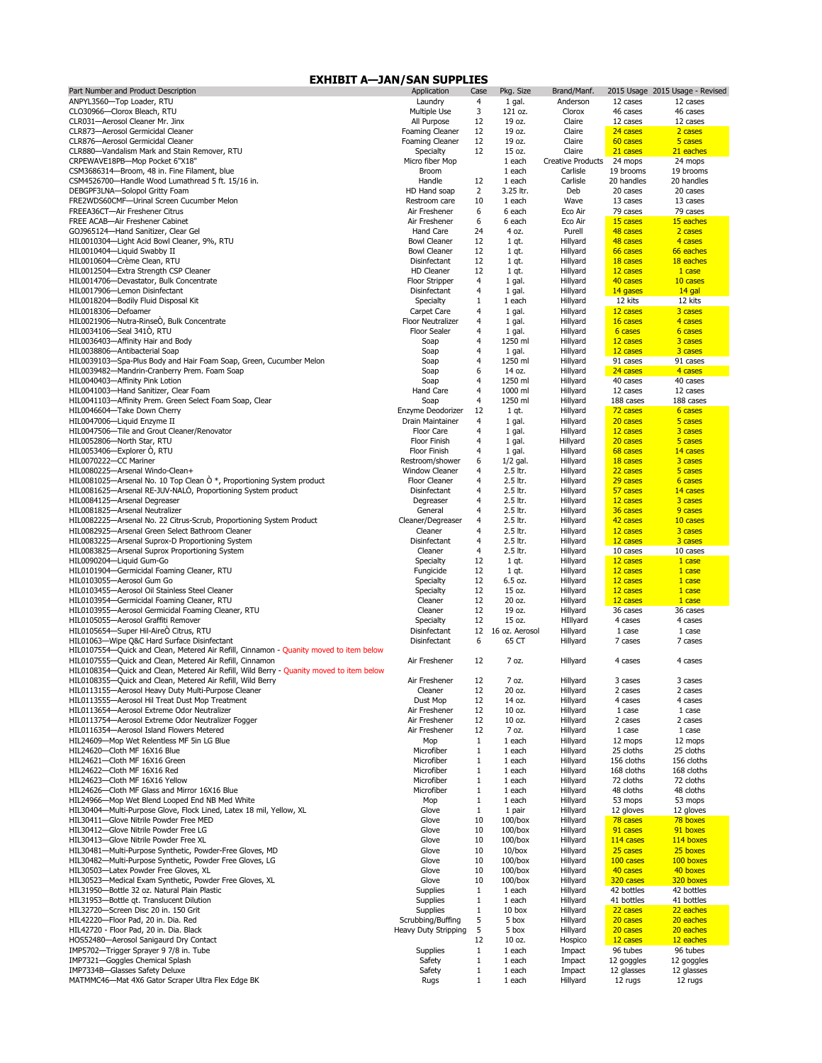# EXHIBIT A—JAN/SAN SUPPLIES

| Part Number and Product Description | Application | Case | Pkg. Size | Brand/Manf. | 2015 Usage | 2015 Usage - Revised |
|---|---|---|---|---|---|---|
| ANPYL3560—Top Loader, RTU | Laundry | 4 | 1 gal. | Anderson | 12 cases | 12 cases |
| CLO30966—Clorox Bleach, RTU | Multiple Use | 3 | 121 oz. | Clorox | 46 cases | 46 cases |
| CLR031—Aerosol Cleaner Mr. Jinx | All Purpose | 12 | 19 oz. | Claire | 12 cases | 12 cases |
| CLR873—Aerosol Germicidal Cleaner | Foaming Cleaner | 12 | 19 oz. | Claire | 24 cases | 2 cases |
| CLR876—Aerosol Germicidal Cleaner | Foaming Cleaner | 12 | 19 oz. | Claire | 60 cases | 5 cases |
| CLR880—Vandalism Mark and Stain Remover, RTU | Specialty | 12 | 15 oz. | Claire | 21 cases | 21 eaches |
| CRPEWAVE18PB—Mop Pocket 6"X18" | Micro fiber Mop | | 1 each | Creative Products | 24 mops | 24 mops |
| CSM3686314—Broom, 48 in. Fine Filament, blue | Broom | | 1 each | Carlisle | 19 brooms | 19 brooms |
| CSM4526700—Handle Wood Lumathread 5 ft. 15/16 in. | Handle | 12 | 1 each | Carlisle | 20 handles | 20 handles |
| DEBGPF3LNA—Solopol Gritty Foam | HD Hand soap | 2 | 3.25 ltr. | Deb | 20 cases | 20 cases |
| FRE2WDS60CMF—Urinal Screen Cucumber Melon | Restroom care | 10 | 1 each | Wave | 13 cases | 13 cases |
| FREEA36CT—Air Freshener Citrus | Air Freshener | 6 | 6 each | Eco Air | 79 cases | 79 cases |
| FREE ACAB—Air Freshener Cabinet | Air Freshener | 6 | 6 each | Eco Air | 15 cases | 15 eaches |
| GOJ965124—Hand Sanitizer, Clear Gel | Hand Care | 24 | 4 oz. | Purell | 48 cases | 2 cases |
| HIL0010304—Light Acid Bowl Cleaner, 9%, RTU | Bowl Cleaner | 12 | 1 qt. | Hillyard | 48 cases | 4 cases |
| HIL0010404—Liquid Swabby II | Bowl Cleaner | 12 | 1 qt. | Hillyard | 66 cases | 66 eaches |
| HIL0010604—Crème Clean, RTU | Disinfectant | 12 | 1 qt. | Hillyard | 18 cases | 18 eaches |
| HIL0012504—Extra Strength CSP Cleaner | HD Cleaner | 12 | 1 qt. | Hillyard | 12 cases | 1 case |
| HIL0014706—Devastator, Bulk Concentrate | Floor Stripper | 4 | 1 gal. | Hillyard | 40 cases | 10 cases |
| HIL0017906—Lemon Disinfectant | Disinfectant | 4 | 1 gal. | Hillyard | 14 gases | 14 gal |
| HIL0018204—Bodily Fluid Disposal Kit | Specialty | 1 | 1 each | Hillyard | 12 kits | 12 kits |
| HIL0018306—Defoamer | Carpet Care | 4 | 1 gal. | Hillyard | 12 cases | 3 cases |
| HIL0021906—Nutra-RinseÒ, Bulk Concentrate | Floor Neutralizer | 4 | 1 gal. | Hillyard | 16 cases | 4 cases |
| HIL0034106—Seal 341Ò, RTU | Floor Sealer | 4 | 1 gal. | Hillyard | 6 cases | 6 cases |
| HIL0036403—Affinity Hair and Body | Soap | 4 | 1250 ml | Hillyard | 12 cases | 3 cases |
| HIL0038806—Antibacterial Soap | Soap | 4 | 1 gal. | Hillyard | 12 cases | 3 cases |
| HIL0039103—Spa-Plus Body and Hair Foam Soap, Green, Cucumber Melon | Soap | 4 | 1250 ml | Hillyard | 91 cases | 91 cases |
| HIL0039482—Mandrin-Cranberry Prem. Foam Soap | Soap | 6 | 14 oz. | Hillyard | 24 cases | 4 cases |
| HIL0040403—Affinity Pink Lotion | Soap | 4 | 1250 ml | Hillyard | 40 cases | 40 cases |
| HIL0041003—Hand Sanitizer, Clear Foam | Hand Care | 4 | 1000 ml | Hillyard | 12 cases | 12 cases |
| HIL0041103—Affinity Prem. Green Select Foam Soap, Clear | Soap | 4 | 1250 ml | Hillyard | 188 cases | 188 cases |
| HIL0046604—Take Down Cherry | Enzyme Deodorizer | 12 | 1 qt. | Hillyard | 72 cases | 6 cases |
| HIL0047006—Liquid Enzyme II | Drain Maintainer | 4 | 1 gal. | Hillyard | 20 cases | 5 cases |
| HIL0047506—Tile and Grout Cleaner/Renovator | Floor Care | 4 | 1 gal. | Hillyard | 12 cases | 3 cases |
| HIL0052806—North Star, RTU | Floor Finish | 4 | 1 gal. | Hillyard | 20 cases | 5 cases |
| HIL0053406—Explorer Ò, RTU | Floor Finish | 4 | 1 gal. | Hillyard | 68 cases | 14 cases |
| HIL0070222—CC Mariner | Restroom/shower | 6 | 1/2 gal. | Hillyard | 18 cases | 3 cases |
| HIL0080225—Arsenal Windo-Clean+ | Window Cleaner | 4 | 2.5 ltr. | Hillyard | 22 cases | 5 cases |
| HIL0081025—Arsenal No. 10 Top Clean Ò *, Proportioning System product | Floor Cleaner | 4 | 2.5 ltr. | Hillyard | 29 cases | 6 cases |
| HIL0081625—Arsenal RE-JUV-NALÒ, Proportioning System product | Disinfectant | 4 | 2.5 ltr. | Hillyard | 57 cases | 14 cases |
| HIL0084125—Arsenal Degreaser | Degreaser | 4 | 2.5 ltr. | Hillyard | 12 cases | 3 cases |
| HIL0081825—Arsenal Neutralizer | General | 4 | 2.5 ltr. | Hillyard | 36 cases | 9 cases |
| HIL0082225—Arsenal No. 22 Citrus-Scrub, Proportioning System Product | Cleaner/Degreaser | 4 | 2.5 ltr. | Hillyard | 42 cases | 10 cases |
| HIL0082925—Arsenal Green Select Bathroom Cleaner | Cleaner | 4 | 2.5 ltr. | Hillyard | 12 cases | 3 cases |
| HIL0083225—Arsenal Suprox-D Proportioning System | Disinfectant | 4 | 2.5 ltr. | Hillyard | 12 cases | 3 cases |
| HIL0083825—Arsenal Suprox Proportioning System | Cleaner | 4 | 2.5 ltr. | Hillyard | 10 cases | 10 cases |
| HIL0090204—Liquid Gum-Go | Specialty | 12 | 1 qt. | Hillyard | 12 cases | 1 case |
| HIL0101904—Germicidal Foaming Cleaner, RTU | Fungicide | 12 | 1 qt. | Hillyard | 12 cases | 1 case |
| HIL0103055—Aerosol Gum Go | Specialty | 12 | 6.5 oz. | Hillyard | 12 cases | 1 case |
| HIL0103455—Aerosol Oil Stainless Steel Cleaner | Specialty | 12 | 15 oz. | Hillyard | 12 cases | 1 case |
| HIL0103954—Germicidal Foaming Cleaner, RTU | Cleaner | 12 | 20 oz. | Hillyard | 12 cases | 1 case |
| HIL0103955—Aerosol Germicidal Foaming Cleaner, RTU | Cleaner | 12 | 19 oz. | Hillyard | 36 cases | 36 cases |
| HIL0105055—Aerosol Graffiti Remover | Specialty | 12 | 15 oz. | HIllyard | 4 cases | 4 cases |
| HIL0105654—Super Hil-AireÒ Citrus, RTU | Disinfectant | 12 | 16 oz. Aerosol | Hillyard | 1 case | 1 case |
| HIL01063—Wipe Q&C Hard Surface Disinfectant | Disinfectant | 6 | 65 CT | Hillyard | 7 cases | 7 cases |
| HIL0107554—Quick and Clean, Metered Air Refill, Cinnamon - Quanity moved to item below | | | | | | |
| HIL0107555—Quick and Clean, Metered Air Refill, Cinnamon | Air Freshener | 12 | 7 oz. | Hillyard | 4 cases | 4 cases |
| HIL0108354—Quick and Clean, Metered Air Refill, Wild Berry - Quanity moved to item below | | | | | | |
| HIL0108355—Quick and Clean, Metered Air Refill, Wild Berry | Air Freshener | 12 | 7 oz. | Hillyard | 3 cases | 3 cases |
| HIL0113155—Aerosol Heavy Duty Multi-Purpose Cleaner | Cleaner | 12 | 20 oz. | Hillyard | 2 cases | 2 cases |
| HIL0113555—Aerosol Hil Treat Dust Mop Treatment | Dust Mop | 12 | 14 oz. | Hillyard | 4 cases | 4 cases |
| HIL0113654—Aerosol Extreme Odor Neutralizer | Air Freshener | 12 | 10 oz. | Hillyard | 1 case | 1 case |
| HIL0113754—Aerosol Extreme Odor Neutralizer Fogger | Air Freshener | 12 | 10 oz. | Hillyard | 2 cases | 2 cases |
| HIL0116354—Aerosol Island Flowers Metered | Air Freshener | 12 | 7 oz. | Hillyard | 1 case | 1 case |
| HIL24609—Mop Wet Relentless MF 5in LG Blue | Mop | 1 | 1 each | Hillyard | 12 mops | 12 mops |
| HIL24620—Cloth MF 16X16 Blue | Microfiber | 1 | 1 each | Hillyard | 25 cloths | 25 cloths |
| HIL24621—Cloth MF 16X16 Green | Microfiber | 1 | 1 each | Hillyard | 156 cloths | 156 cloths |
| HIL24622—Cloth MF 16X16 Red | Microfiber | 1 | 1 each | Hillyard | 168 cloths | 168 cloths |
| HIL24623—Cloth MF 16X16 Yellow | Microfiber | 1 | 1 each | Hillyard | 72 cloths | 72 cloths |
| HIL24626—Cloth MF Glass and Mirror 16X16 Blue | Microfiber | 1 | 1 each | Hillyard | 48 cloths | 48 cloths |
| HIL24966—Mop Wet Blend Looped End NB Med White | Mop | 1 | 1 each | Hillyard | 53 mops | 53 mops |
| HIL30404—Multi-Purpose Glove, Flock Lined, Latex 18 mil, Yellow, XL | Glove | 1 | 1 pair | Hillyard | 12 gloves | 12 gloves |
| HIL30411—Glove Nitrile Powder Free MED | Glove | 10 | 100/box | Hillyard | 78 cases | 78 boxes |
| HIL30412—Glove Nitrile Powder Free LG | Glove | 10 | 100/box | Hillyard | 91 cases | 91 boxes |
| HIL30413—Glove Nitrile Powder Free XL | Glove | 10 | 100/box | Hillyard | 114 cases | 114 boxes |
| HIL30481—Multi-Purpose Synthetic, Powder-Free Gloves, MD | Glove | 10 | 10/box | Hillyard | 25 cases | 25 boxes |
| HIL30482—Multi-Purpose Synthetic, Powder Free Gloves, LG | Glove | 10 | 100/box | Hillyard | 100 cases | 100 boxes |
| HIL30503—Latex Powder Free Gloves, XL | Glove | 10 | 100/box | Hillyard | 40 cases | 40 boxes |
| HIL30523—Medical Exam Synthetic, Powder Free Gloves, XL | Glove | 10 | 100/box | Hillyard | 320 cases | 320 boxes |
| HIL31950—Bottle 32 oz. Natural Plain Plastic | Supplies | 1 | 1 each | Hillyard | 42 bottles | 42 bottles |
| HIL31953—Bottle qt. Translucent Dilution | Supplies | 1 | 1 each | Hillyard | 41 bottles | 41 bottles |
| HIL32720—Screen Disc 20 in. 150 Grit | Supplies | 1 | 10 box | Hillyard | 22 cases | 22 eaches |
| HIL42220—Floor Pad, 20 in. Dia. Red | Scrubbing/Buffing | 5 | 5 box | Hillyard | 20 cases | 20 eaches |
| HIL42720 - Floor Pad, 20 in. Dia. Black | Heavy Duty Stripping | 5 | 5 box | Hillyard | 20 cases | 20 eaches |
| HOS52480—Aerosol Sanigaurd Dry Contact | | 12 | 10 oz. | Hospico | 12 cases | 12 eaches |
| IMP5702—Trigger Sprayer 9 7/8 in. Tube | Supplies | 1 | 1 each | Impact | 96 tubes | 96 tubes |
| IMP7321—Goggles Chemical Splash | Safety | 1 | 1 each | Impact | 12 goggles | 12 goggles |
| IMP7334B—Glasses Safety Deluxe | Safety | 1 | 1 each | Impact | 12 glasses | 12 glasses |
| MATMMC46—Mat 4X6 Gator Scraper Ultra Flex Edge BK | Rugs | 1 | 1 each | Hillyard | 12 rugs | 12 rugs |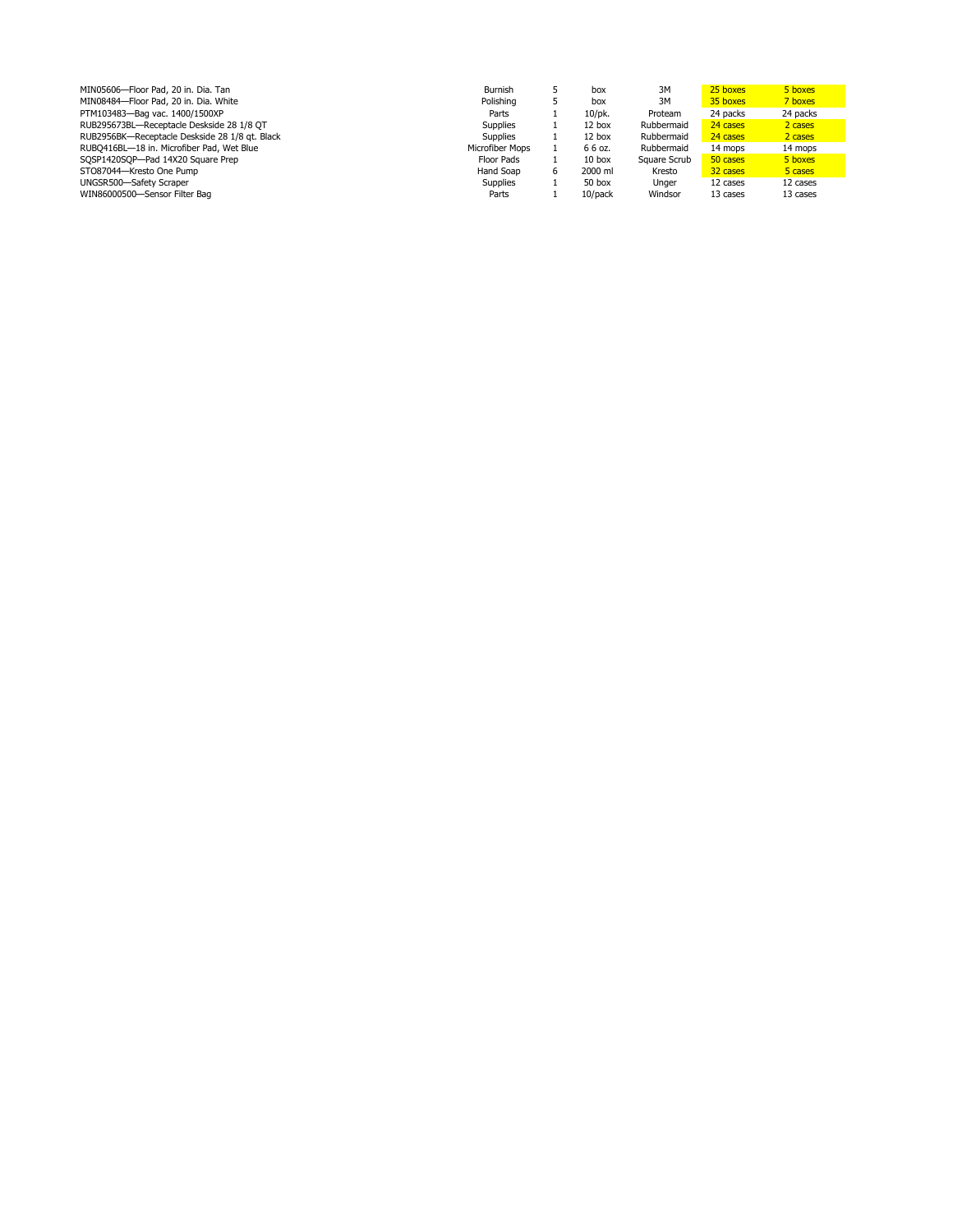| | | | | | | |
|---|---|---|---|---|---|---|
| MIN05606—Floor Pad, 20 in. Dia. Tan | Burnish | 5 | box | 3M | 25 boxes | 5 boxes |
| MIN08484—Floor Pad, 20 in. Dia. White | Polishing | 5 | box | 3M | 35 boxes | 7 boxes |
| PTM103483—Bag vac. 1400/1500XP | Parts | 1 | 10/pk. | Proteam | 24 packs | 24 packs |
| RUB295673BL—Receptacle Deskside 28 1/8 QT | Supplies | 1 | 12 box | Rubbermaid | 24 cases | 2 cases |
| RUB2956BK—Receptacle Deskside 28 1/8 qt. Black | Supplies | 1 | 12 box | Rubbermaid | 24 cases | 2 cases |
| RUBQ416BL—18 in. Microfiber Pad, Wet Blue | Microfiber Mops | 1 | 6 6 oz. | Rubbermaid | 14 mops | 14 mops |
| SQSP1420SQP—Pad 14X20 Square Prep | Floor Pads | 1 | 10 box | Square Scrub | 50 cases | 5 boxes |
| STO87044—Kresto One Pump | Hand Soap | 6 | 2000 ml | Kresto | 32 cases | 5 cases |
| UNGSR500—Safety Scraper | Supplies | 1 | 50 box | Unger | 12 cases | 12 cases |
| WIN86000500—Sensor Filter Bag | Parts | 1 | 10/pack | Windsor | 13 cases | 13 cases |